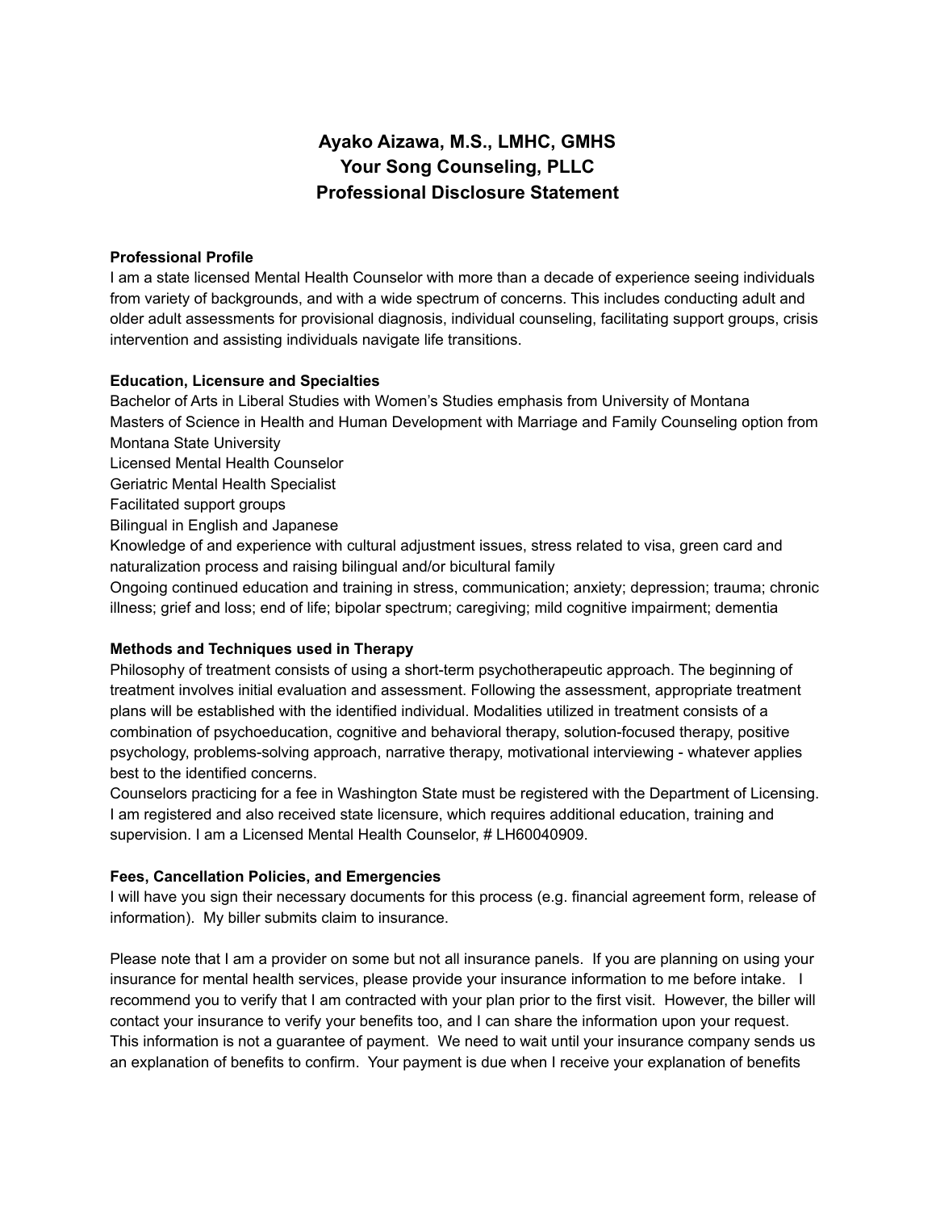# Ayako Aizawa, M.S., LMHC, GMHS
# Your Song Counseling, PLLC
# Professional Disclosure Statement

**Professional Profile**

I am a state licensed Mental Health Counselor with more than a decade of experience seeing individuals from variety of backgrounds, and with a wide spectrum of concerns. This includes conducting adult and older adult assessments for provisional diagnosis, individual counseling, facilitating support groups, crisis intervention and assisting individuals navigate life transitions.

**Education, Licensure and Specialties**

Bachelor of Arts in Liberal Studies with Women's Studies emphasis from University of Montana
Masters of Science in Health and Human Development with Marriage and Family Counseling option from Montana State University
Licensed Mental Health Counselor
Geriatric Mental Health Specialist
Facilitated support groups
Bilingual in English and Japanese
Knowledge of and experience with cultural adjustment issues, stress related to visa, green card and naturalization process and raising bilingual and/or bicultural family
Ongoing continued education and training in stress, communication; anxiety; depression; trauma; chronic illness; grief and loss; end of life; bipolar spectrum; caregiving; mild cognitive impairment; dementia

**Methods and Techniques used in Therapy**

Philosophy of treatment consists of using a short-term psychotherapeutic approach. The beginning of treatment involves initial evaluation and assessment. Following the assessment, appropriate treatment plans will be established with the identified individual. Modalities utilized in treatment consists of a combination of psychoeducation, cognitive and behavioral therapy, solution-focused therapy, positive psychology, problems-solving approach, narrative therapy, motivational interviewing - whatever applies best to the identified concerns.
Counselors practicing for a fee in Washington State must be registered with the Department of Licensing. I am registered and also received state licensure, which requires additional education, training and supervision. I am a Licensed Mental Health Counselor, # LH60040909.

**Fees, Cancellation Policies, and Emergencies**

I will have you sign their necessary documents for this process (e.g. financial agreement form, release of information). My biller submits claim to insurance.

Please note that I am a provider on some but not all insurance panels. If you are planning on using your insurance for mental health services, please provide your insurance information to me before intake. I recommend you to verify that I am contracted with your plan prior to the first visit. However, the biller will contact your insurance to verify your benefits too, and I can share the information upon your request. This information is not a guarantee of payment. We need to wait until your insurance company sends us an explanation of benefits to confirm. Your payment is due when I receive your explanation of benefits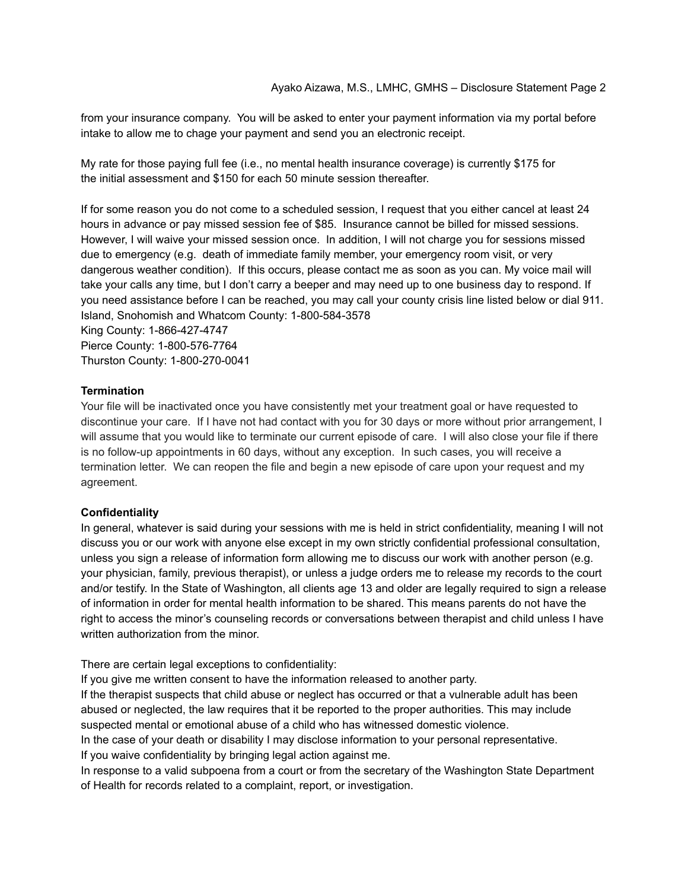from your insurance company. You will be asked to enter your payment information via my portal before intake to allow me to chage your payment and send you an electronic receipt.

My rate for those paying full fee (i.e., no mental health insurance coverage) is currently $175 for the initial assessment and $150 for each 50 minute session thereafter.

If for some reason you do not come to a scheduled session, I request that you either cancel at least 24 hours in advance or pay missed session fee of $85. Insurance cannot be billed for missed sessions. However, I will waive your missed session once. In addition, I will not charge you for sessions missed due to emergency (e.g. death of immediate family member, your emergency room visit, or very dangerous weather condition). If this occurs, please contact me as soon as you can. My voice mail will take your calls any time, but I don't carry a beeper and may need up to one business day to respond. If you need assistance before I can be reached, you may call your county crisis line listed below or dial 911.
Island, Snohomish and Whatcom County: 1-800-584-3578
King County: 1-866-427-4747
Pierce County: 1-800-576-7764
Thurston County: 1-800-270-0041

**Termination**

Your file will be inactivated once you have consistently met your treatment goal or have requested to discontinue your care. If I have not had contact with you for 30 days or more without prior arrangement, I will assume that you would like to terminate our current episode of care. I will also close your file if there is no follow-up appointments in 60 days, without any exception. In such cases, you will receive a termination letter. We can reopen the file and begin a new episode of care upon your request and my agreement.

**Confidentiality**

In general, whatever is said during your sessions with me is held in strict confidentiality, meaning I will not discuss you or our work with anyone else except in my own strictly confidential professional consultation, unless you sign a release of information form allowing me to discuss our work with another person (e.g. your physician, family, previous therapist), or unless a judge orders me to release my records to the court and/or testify. In the State of Washington, all clients age 13 and older are legally required to sign a release of information in order for mental health information to be shared. This means parents do not have the right to access the minor's counseling records or conversations between therapist and child unless I have written authorization from the minor.

There are certain legal exceptions to confidentiality:
If you give me written consent to have the information released to another party.
If the therapist suspects that child abuse or neglect has occurred or that a vulnerable adult has been abused or neglected, the law requires that it be reported to the proper authorities. This may include suspected mental or emotional abuse of a child who has witnessed domestic violence.
In the case of your death or disability I may disclose information to your personal representative.
If you waive confidentiality by bringing legal action against me.
In response to a valid subpoena from a court or from the secretary of the Washington State Department of Health for records related to a complaint, report, or investigation.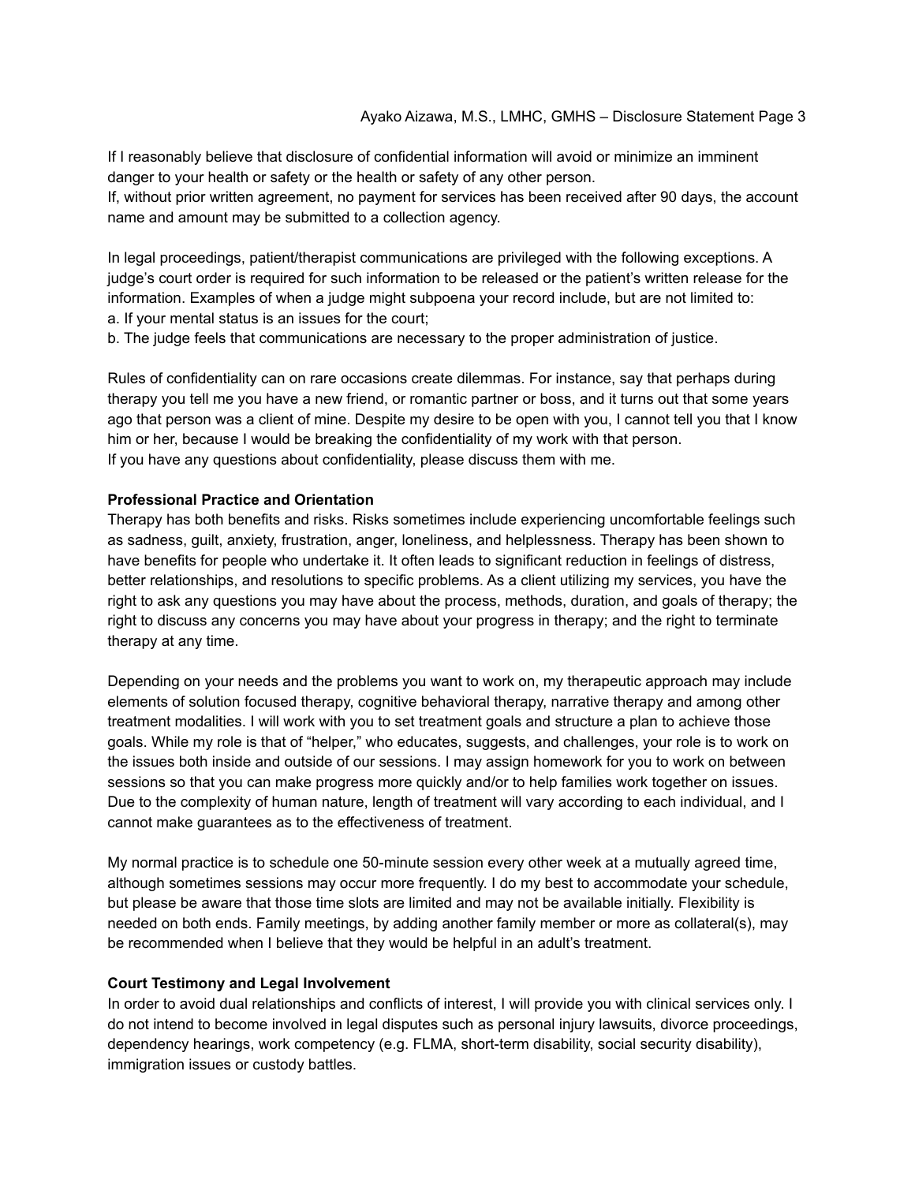If I reasonably believe that disclosure of confidential information will avoid or minimize an imminent danger to your health or safety or the health or safety of any other person.
If, without prior written agreement, no payment for services has been received after 90 days, the account name and amount may be submitted to a collection agency.

In legal proceedings, patient/therapist communications are privileged with the following exceptions. A judge's court order is required for such information to be released or the patient's written release for the information. Examples of when a judge might subpoena your record include, but are not limited to:
a. If your mental status is an issues for the court;
b. The judge feels that communications are necessary to the proper administration of justice.

Rules of confidentiality can on rare occasions create dilemmas. For instance, say that perhaps during therapy you tell me you have a new friend, or romantic partner or boss, and it turns out that some years ago that person was a client of mine. Despite my desire to be open with you, I cannot tell you that I know him or her, because I would be breaking the confidentiality of my work with that person.
If you have any questions about confidentiality, please discuss them with me.

**Professional Practice and Orientation**
Therapy has both benefits and risks. Risks sometimes include experiencing uncomfortable feelings such as sadness, guilt, anxiety, frustration, anger, loneliness, and helplessness. Therapy has been shown to have benefits for people who undertake it. It often leads to significant reduction in feelings of distress, better relationships, and resolutions to specific problems. As a client utilizing my services, you have the right to ask any questions you may have about the process, methods, duration, and goals of therapy; the right to discuss any concerns you may have about your progress in therapy; and the right to terminate therapy at any time.

Depending on your needs and the problems you want to work on, my therapeutic approach may include elements of solution focused therapy, cognitive behavioral therapy, narrative therapy and among other treatment modalities. I will work with you to set treatment goals and structure a plan to achieve those goals. While my role is that of "helper," who educates, suggests, and challenges, your role is to work on the issues both inside and outside of our sessions. I may assign homework for you to work on between sessions so that you can make progress more quickly and/or to help families work together on issues. Due to the complexity of human nature, length of treatment will vary according to each individual, and I cannot make guarantees as to the effectiveness of treatment.

My normal practice is to schedule one 50-minute session every other week at a mutually agreed time, although sometimes sessions may occur more frequently. I do my best to accommodate your schedule, but please be aware that those time slots are limited and may not be available initially. Flexibility is needed on both ends. Family meetings, by adding another family member or more as collateral(s), may be recommended when I believe that they would be helpful in an adult's treatment.

**Court Testimony and Legal Involvement**
In order to avoid dual relationships and conflicts of interest, I will provide you with clinical services only. I do not intend to become involved in legal disputes such as personal injury lawsuits, divorce proceedings, dependency hearings, work competency (e.g. FLMA, short-term disability, social security disability), immigration issues or custody battles.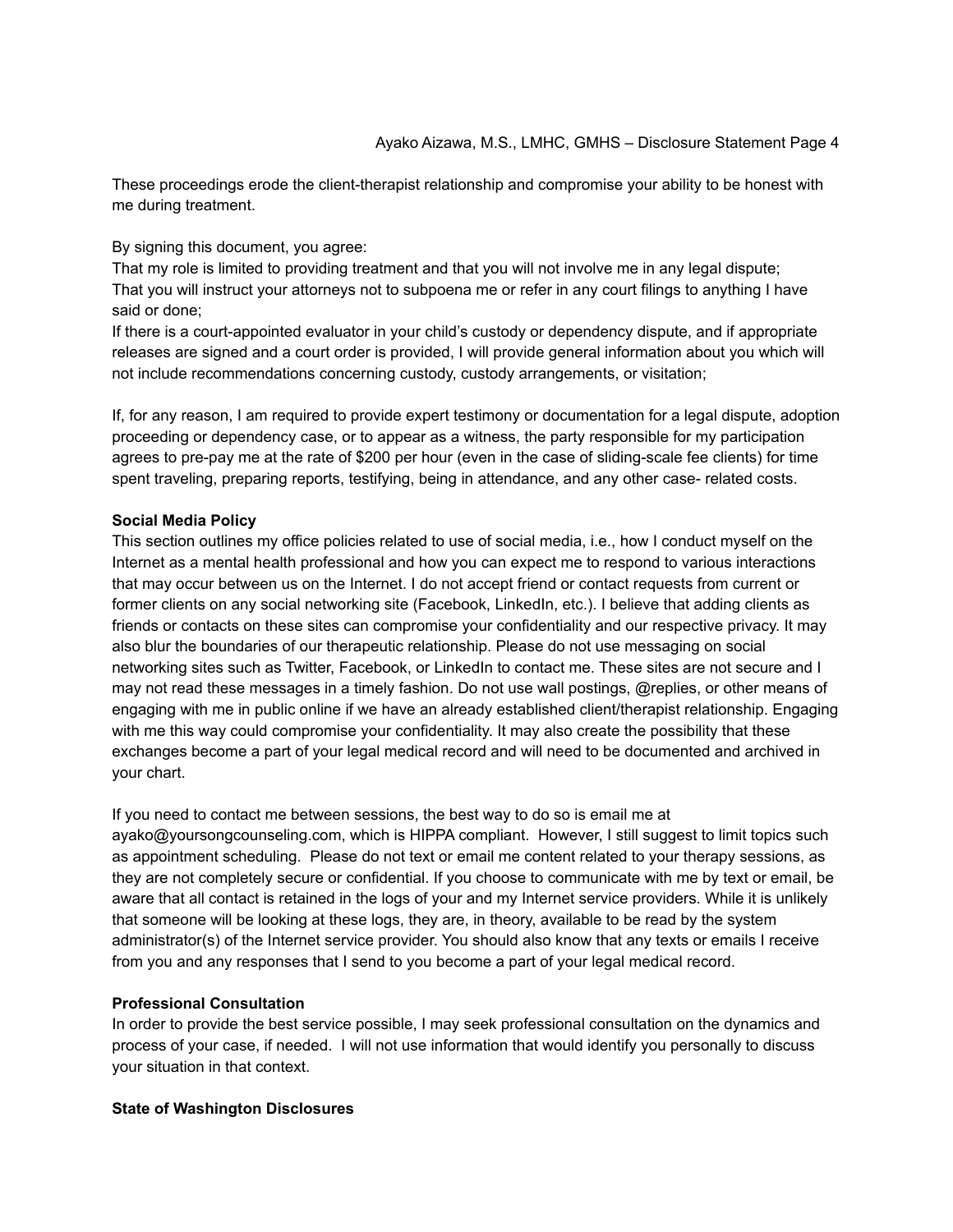These proceedings erode the client-therapist relationship and compromise your ability to be honest with me during treatment.

By signing this document, you agree:
That my role is limited to providing treatment and that you will not involve me in any legal dispute;
That you will instruct your attorneys not to subpoena me or refer in any court filings to anything I have said or done;
If there is a court-appointed evaluator in your child's custody or dependency dispute, and if appropriate releases are signed and a court order is provided, I will provide general information about you which will not include recommendations concerning custody, custody arrangements, or visitation;

If, for any reason, I am required to provide expert testimony or documentation for a legal dispute, adoption proceeding or dependency case, or to appear as a witness, the party responsible for my participation agrees to pre-pay me at the rate of $200 per hour (even in the case of sliding-scale fee clients) for time spent traveling, preparing reports, testifying, being in attendance, and any other case- related costs.

**Social Media Policy**
This section outlines my office policies related to use of social media, i.e., how I conduct myself on the Internet as a mental health professional and how you can expect me to respond to various interactions that may occur between us on the Internet. I do not accept friend or contact requests from current or former clients on any social networking site (Facebook, LinkedIn, etc.). I believe that adding clients as friends or contacts on these sites can compromise your confidentiality and our respective privacy. It may also blur the boundaries of our therapeutic relationship. Please do not use messaging on social networking sites such as Twitter, Facebook, or LinkedIn to contact me. These sites are not secure and I may not read these messages in a timely fashion. Do not use wall postings, @replies, or other means of engaging with me in public online if we have an already established client/therapist relationship. Engaging with me this way could compromise your confidentiality. It may also create the possibility that these exchanges become a part of your legal medical record and will need to be documented and archived in your chart.

If you need to contact me between sessions, the best way to do so is email me at ayako@yoursongcounseling.com, which is HIPPA compliant. However, I still suggest to limit topics such as appointment scheduling. Please do not text or email me content related to your therapy sessions, as they are not completely secure or confidential. If you choose to communicate with me by text or email, be aware that all contact is retained in the logs of your and my Internet service providers. While it is unlikely that someone will be looking at these logs, they are, in theory, available to be read by the system administrator(s) of the Internet service provider. You should also know that any texts or emails I receive from you and any responses that I send to you become a part of your legal medical record.

**Professional Consultation**
In order to provide the best service possible, I may seek professional consultation on the dynamics and process of your case, if needed. I will not use information that would identify you personally to discuss your situation in that context.

**State of Washington Disclosures**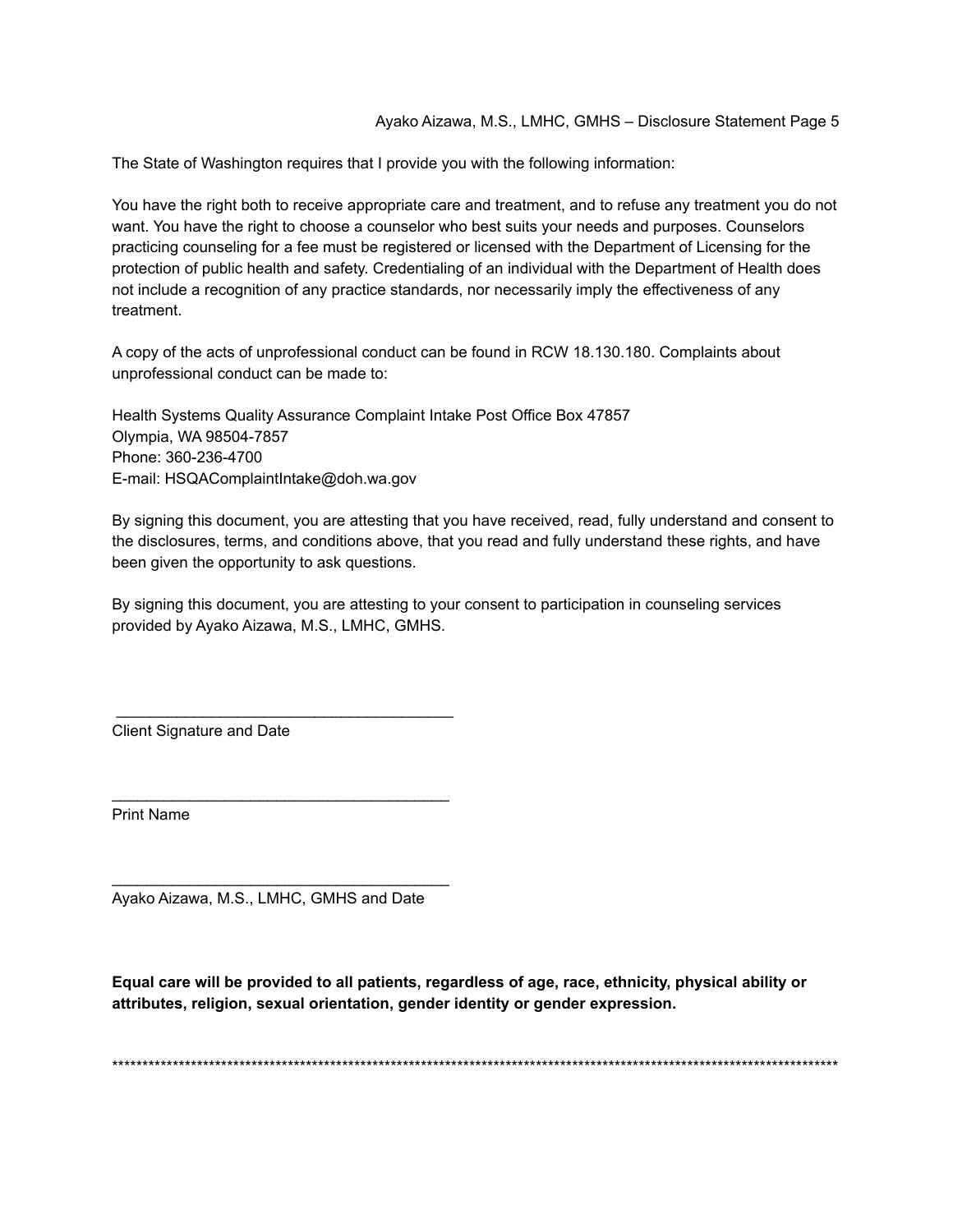The State of Washington requires that I provide you with the following information:

You have the right both to receive appropriate care and treatment, and to refuse any treatment you do not want. You have the right to choose a counselor who best suits your needs and purposes. Counselors practicing counseling for a fee must be registered or licensed with the Department of Licensing for the protection of public health and safety. Credentialing of an individual with the Department of Health does not include a recognition of any practice standards, nor necessarily imply the effectiveness of any treatment.

A copy of the acts of unprofessional conduct can be found in RCW 18.130.180. Complaints about unprofessional conduct can be made to:

Health Systems Quality Assurance Complaint Intake Post Office Box 47857
Olympia, WA 98504-7857
Phone: 360-236-4700
E-mail: HSQAComplaintIntake@doh.wa.gov

By signing this document, you are attesting that you have received, read, fully understand and consent to the disclosures, terms, and conditions above, that you read and fully understand these rights, and have been given the opportunity to ask questions.

By signing this document, you are attesting to your consent to participation in counseling services provided by Ayako Aizawa, M.S., LMHC, GMHS.

________________________________________
Client Signature and Date

________________________________________
Print Name

________________________________________
Ayako Aizawa, M.S., LMHC, GMHS and Date

**Equal care will be provided to all patients, regardless of age, race, ethnicity, physical ability or attributes, religion, sexual orientation, gender identity or gender expression.**

************************************************************************************************************************